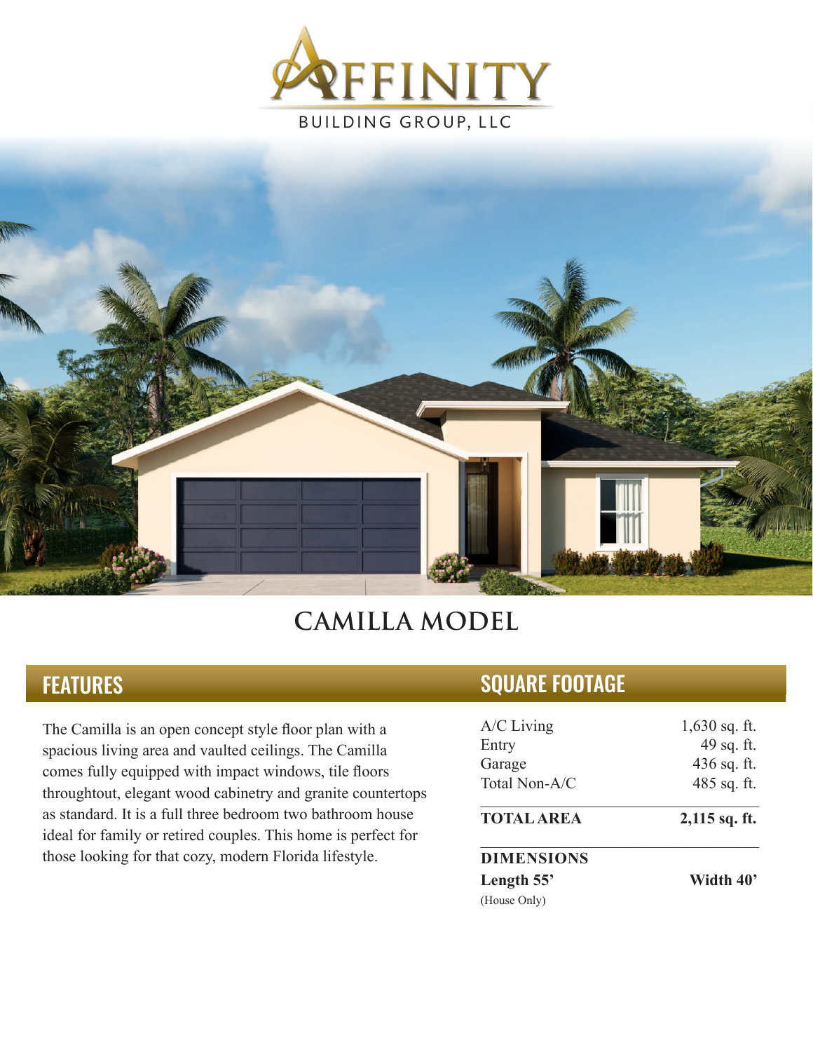AFFINITY

BUILDING GROUP, LLC

# CAMILLA MODEL

## FEATURES

The Camilla is an open concept style floor plan with a spacious living area and vaulted ceilings. The Camilla comes fully equipped with impact windows, tile floors throughtout, elegant wood cabinetry and granite countertops as standard. It is a full three bedroom two bathroom house ideal for family or retired couples. This home is perfect for those looking for that cozy, modern Florida lifestyle.

## SQUARE FOOTAGE

| | |
|---|---|
| A/C Living | 1,630 sq. ft. |
| Entry | 49 sq. ft. |
| Garage | 436 sq. ft. |
| Total Non-A/C | 485 sq. ft. |
| **TOTAL AREA** | **2,115 sq. ft.** |

**DIMENSIONS**

| | |
|---|---|
| **Length 55'** | **Width 40'** |

(House Only)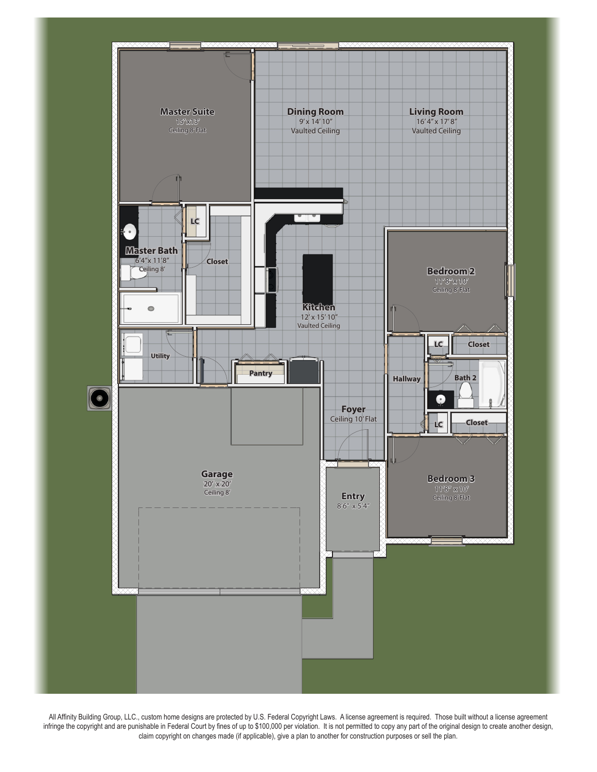Master Suite
15'x13'
Ceiling 8' Flat

Dining Room
9' x 14' 10"
Vaulted Ceiling

Living Room
16' 4" x 17' 8"
Vaulted Ceiling

LC

Master Bath
6'4"x 11'8"
Ceiling 8'

Closet

Bedroom 2
11' 8" x 10'
Ceiling 8' Flat

Kitchen
12' x 15' 10"
Vaulted Ceiling

LC

Closet

Utility

Pantry

Hallway

Bath 2

Foyer
Ceiling 10' Flat

LC

Closet

Garage
20' x 20'
Ceiling 8'

Entry
8'6" x 5'4"

Bedroom 3
11'8" x 10'
Ceiling 8' Flat

All Affinity Building Group, LLC., custom home designs are protected by U.S. Federal Copyright Laws. A license agreement is required. Those built without a license agreement infringe the copyright and are punishable in Federal Court by fines of up to $100,000 per violation. It is not permitted to copy any part of the original design to create another design, claim copyright on changes made (if applicable), give a plan to another for construction purposes or sell the plan.